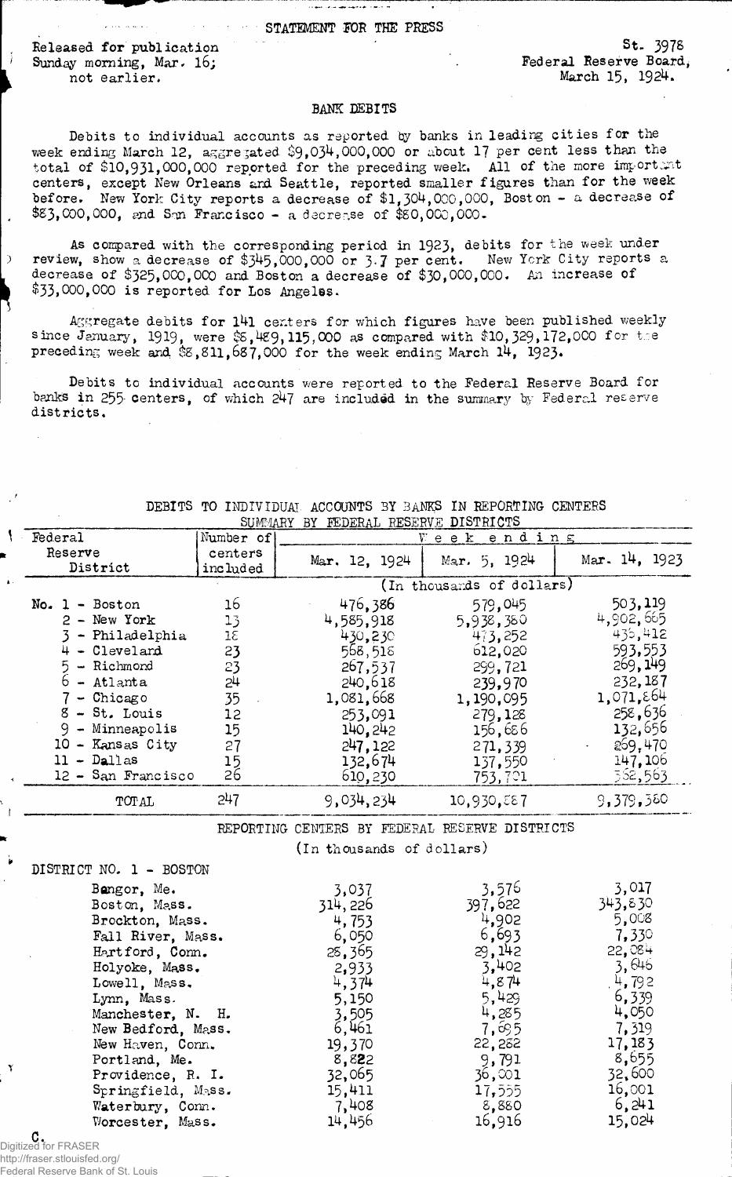STATEMENT FOR THE PRESS

Released for publication
Sunday morning, Mar. 16;
not earlier.

St. 3978
Federal Reserve Board,
March 15, 1924.

## BANK DEBITS

Debits to individual accounts as reported by banks in leading cities for the week ending March 12, aggregated $9,034,000,000 or about 17 per cent less than the total of $10,931,000,000 reported for the preceding week. All of the more important centers, except New Orleans and Seattle, reported smaller figures than for the week before. New York City reports a decrease of $1,304,000,000, Boston - a decrease of $83,000,000, and San Francisco - a decrease of $80,000,000.

As compared with the corresponding period in 1923, debits for the week under review, show a decrease of $345,000,000 or 3.7 per cent. New York City reports a decrease of $325,000,000 and Boston a decrease of $30,000,000. An increase of $33,000,000 is reported for Los Angeles.

Aggregate debits for 141 centers for which figures have been published weekly since January, 1919, were $8,489,115,000 as compared with $10,329,172,000 for the preceding week and $8,811,687,000 for the week ending March 14, 1923.

Debits to individual accounts were reported to the Federal Reserve Board for banks in 255 centers, of which 247 are included in the summary by Federal reserve districts.

DEBITS TO INDIVIDUAL ACCOUNTS BY BANKS IN REPORTING CENTERS
SUMMARY BY FEDERAL RESERVE DISTRICTS

| Federal Reserve District | Number of centers included | Week ending Mar. 12, 1924 | Mar. 5, 1924 | Mar. 14, 1923 |
|---|---|---|---|---|
| | | (In thousands of dollars) | | |
| No. 1 - Boston | 16 | 476,386 | 579,045 | 503,119 |
| 2 - New York | 13 | 4,585,918 | 5,938,380 | 4,902,665 |
| 3 - Philadelphia | 18 | 430,230 | 473,252 | 435,412 |
| 4 - Cleveland | 23 | 568,518 | 612,020 | 593,553 |
| 5 - Richmond | 23 | 267,537 | 299,721 | 269,149 |
| 6 - Atlanta | 24 | 240,618 | 239,970 | 232,187 |
| 7 - Chicago | 35 | 1,081,668 | 1,190,095 | 1,071,864 |
| 8 - St. Louis | 12 | 253,091 | 279,128 | 258,636 |
| 9 - Minneapolis | 15 | 140,242 | 156,686 | 132,656 |
| 10 - Kansas City | 27 | 247,122 | 271,339 | 269,470 |
| 11 - Dallas | 15 | 132,674 | 137,550 | 147,106 |
| 12 - San Francisco | 26 | 610,230 | 753,701 | 562,563 |
| TOTAL | 247 | 9,034,234 | 10,930,887 | 9,379,380 |

REPORTING CENTERS BY FEDERAL RESERVE DISTRICTS
(In thousands of dollars)

| DISTRICT NO. 1 - BOSTON | Mar. 12, 1924 | Mar. 5, 1924 | Mar. 14, 1923 |
|---|---|---|---|
| Bangor, Me. | 3,037 | 3,576 | 3,017 |
| Boston, Mass. | 314,226 | 397,622 | 343,830 |
| Brockton, Mass. | 4,753 | 4,902 | 5,008 |
| Fall River, Mass. | 6,050 | 6,693 | 7,330 |
| Hartford, Conn. | 28,365 | 29,142 | 22,084 |
| Holyoke, Mass. | 2,933 | 3,402 | 3,646 |
| Lowell, Mass. | 4,374 | 4,874 | 4,792 |
| Lynn, Mass. | 5,150 | 5,429 | 6,339 |
| Manchester, N. H. | 3,505 | 4,285 | 4,050 |
| New Bedford, Mass. | 6,461 | 7,695 | 7,319 |
| New Haven, Conn. | 19,370 | 22,282 | 17,183 |
| Portland, Me. | 8,822 | 9,791 | 8,655 |
| Providence, R. I. | 32,065 | 36,001 | 32,600 |
| Springfield, Mass. | 15,411 | 17,555 | 16,001 |
| Waterbury, Conn. | 7,408 | 8,880 | 6,241 |
| Worcester, Mass. | 14,456 | 16,916 | 15,024 |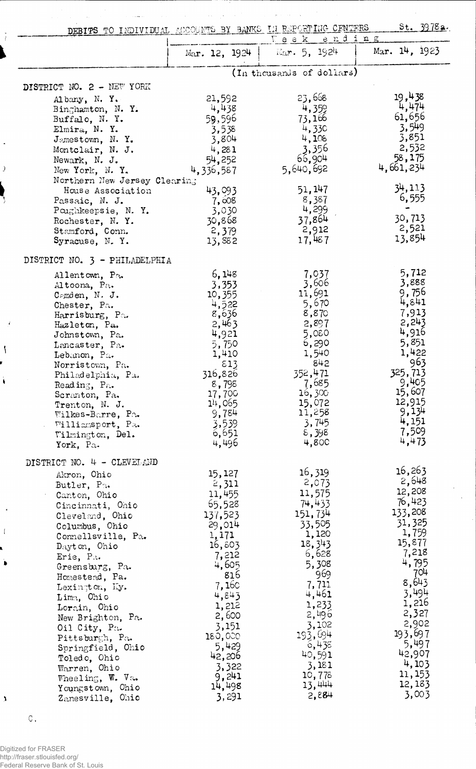DEBITS TO INDIVIDUAL ACCOUNTS BY BANKS IN REPORTING CENTERS St. 3978a.

| | Week ending | | |
|---|---|---|---|
| | Mar. 12, 1924 | Mar. 5, 1924 | Mar. 14, 1923 |
| | (In thousands of dollars) | | |
| **DISTRICT NO. 2 - NEW YORK** | | | |
| Albany, N. Y. | 21,592 | 23,668 | 19,438 |
| Binghamton, N. Y. | 4,438 | 4,359 | 4,474 |
| Buffalo, N. Y. | 59,596 | 73,166 | 61,656 |
| Elmira, N. Y. | 3,538 | 4,330 | 3,549 |
| Jamestown, N. Y. | 3,804 | 4,108 | 3,851 |
| Montclair, N. J. | 4,281 | 3,356 | 2,532 |
| Newark, N. J. | 54,252 | 66,904 | 58,175 |
| New York, N. Y. | 4,336,587 | 5,640,692 | 4,661,234 |
| Northern New Jersey Clearing House Association | 43,093 | 51,147 | 34,113 |
| Passaic, N. J. | 7,008 | 8,387 | 6,555 |
| Poughkeepsie, N. Y. | 3,030 | 4,299 | - |
| Rochester, N. Y. | 30,868 | 37,864 | 30,713 |
| Stamford, Conn. | 2,379 | 2,912 | 2,521 |
| Syracuse, N. Y. | 13,882 | 17,487 | 13,854 |
| **DISTRICT NO. 3 - PHILADELPHIA** | | | |
| Allentown, Pa. | 6,148 | 7,037 | 5,712 |
| Altoona, Pa. | 3,353 | 3,606 | 3,888 |
| Camden, N. J. | 10,355 | 11,691 | 9,756 |
| Chester, Pa. | 4,522 | 5,670 | 4,841 |
| Harrisburg, Pa. | 8,636 | 8,870 | 7,913 |
| Hazleton, Pa. | 2,463 | 2,897 | 2,243 |
| Johnstown, Pa. | 4,921 | 5,080 | 4,916 |
| Lancaster, Pa. | 5,750 | 6,290 | 5,851 |
| Lebanon, Pa. | 1,410 | 1,540 | 1,422 |
| Norristown, Pa. | 813 | 842 | 963 |
| Philadelphia, Pa. | 316,826 | 352,471 | 325,713 |
| Reading, Pa. | 8,798 | 7,685 | 9,405 |
| Scranton, Pa. | 17,700 | 16,300 | 15,607 |
| Trenton, N. J. | 14,065 | 15,072 | 12,915 |
| Wilkes-Barre, Pa. | 9,784 | 11,258 | 9,134 |
| Williamsport, Pa. | 3,539 | 3,745 | 4,151 |
| Wilmington, Del. | 6,651 | 8,398 | 7,509 |
| York, Pa. | 4,496 | 4,800 | 4,473 |
| **DISTRICT NO. 4 - CLEVELAND** | | | |
| Akron, Ohio | 15,127 | 16,319 | 16,263 |
| Butler, Pa. | 2,311 | 2,073 | 2,648 |
| Canton, Ohio | 11,455 | 11,575 | 12,208 |
| Cincinnati, Ohio | 65,528 | 74,433 | 76,423 |
| Cleveland, Ohio | 137,523 | 151,734 | 133,208 |
| Columbus, Ohio | 29,014 | 33,505 | 31,325 |
| Connellsville, Pa. | 1,171 | 1,120 | 1,759 |
| Dayton, Ohio | 16,803 | 18,343 | 15,877 |
| Erie, Pa. | 7,212 | 6,628 | 7,218 |
| Greensburg, Pa. | 4,605 | 5,308 | 4,795 |
| Homestead, Pa. | 816 | 969 | 704 |
| Lexington, Ky. | 7,160 | 7,711 | 8,643 |
| Lima, Ohio | 4,843 | 4,461 | 3,494 |
| Lorain, Ohio | 1,212 | 1,233 | 1,216 |
| New Brighton, Pa. | 2,600 | 2,496 | 2,327 |
| Oil City, Pa. | 3,151 | 3,102 | 2,902 |
| Pittsburgh, Pa. | 180,000 | 193,694 | 193,697 |
| Springfield, Ohio | 5,429 | 6,438 | 5,497 |
| Toledo, Ohio | 42,206 | 40,591 | 42,907 |
| Warren, Ohio | 3,322 | 3,181 | 4,103 |
| Wheeling, W. Va. | 9,241 | 10,778 | 11,153 |
| Youngstown, Ohio | 14,498 | 13,444 | 12,183 |
| Zanesville, Ohio | 3,291 | 2,884 | 3,003 |

C.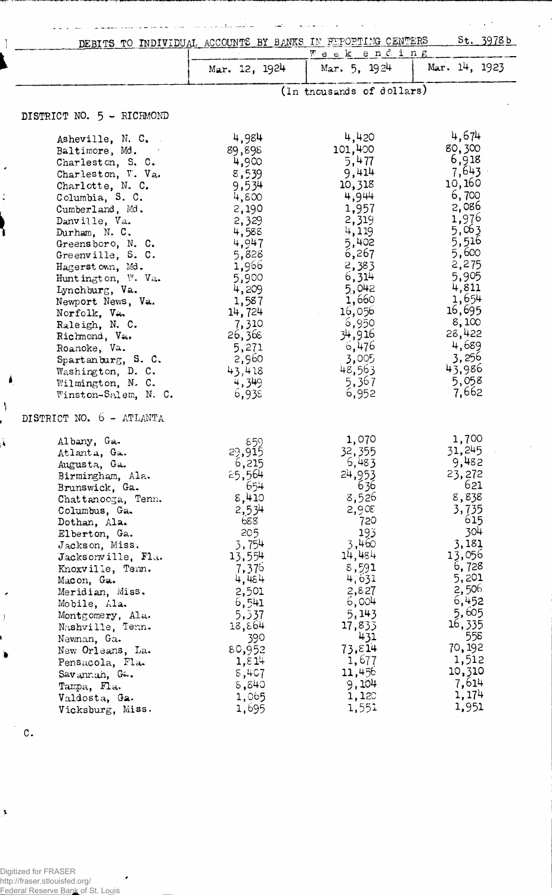DEBITS TO INDIVIDUAL ACCOUNTS BY BANKS IN REPORTING CENTERS St. 3978b

| | Week ending | | |
|---|---|---|---|
| | Mar. 12, 1924 | Mar. 5, 1924 | Mar. 14, 1923 |
| | (In thousands of dollars) | | |
| **DISTRICT NO. 5 - RICHMOND** | | | |
| Asheville, N. C. | 4,984 | 4,420 | 4,674 |
| Baltimore, Md. | 89,898 | 101,400 | 80,300 |
| Charleston, S. C. | 4,900 | 5,477 | 6,918 |
| Charleston, W. Va. | 8,539 | 9,414 | 7,643 |
| Charlotte, N. C. | 9,534 | 10,318 | 10,160 |
| Columbia, S. C. | 4,800 | 4,944 | 6,700 |
| Cumberland, Md. | 2,190 | 1,957 | 2,086 |
| Danville, Va. | 2,329 | 2,319 | 1,976 |
| Durham, N. C. | 4,588 | 4,119 | 5,063 |
| Greensboro, N. C. | 4,947 | 5,402 | 5,516 |
| Greenville, S. C. | 5,828 | 6,267 | 5,600 |
| Hagerstown, Md. | 1,966 | 2,383 | 2,275 |
| Huntington, W. Va. | 5,900 | 6,314 | 5,905 |
| Lynchburg, Va. | 4,209 | 5,042 | 4,811 |
| Newport News, Va. | 1,587 | 1,660 | 1,654 |
| Norfolk, Va. | 14,724 | 16,056 | 16,695 |
| Raleigh, N. C. | 7,310 | 6,950 | 8,100 |
| Richmond, Va. | 26,368 | 34,916 | 28,422 |
| Roanoke, Va. | 5,271 | 6,476 | 4,689 |
| Spartanburg, S. C. | 2,960 | 3,005 | 3,256 |
| Washington, D. C. | 43,418 | 48,563 | 43,986 |
| Wilmington, N. C. | 4,349 | 5,367 | 5,058 |
| Winston-Salem, N. C. | 6,938 | 6,952 | 7,662 |
| **DISTRICT NO. 6 - ATLANTA** | | | |
| Albany, Ga. | 859 | 1,070 | 1,700 |
| Atlanta, Ga. | 29,915 | 32,355 | 31,245 |
| Augusta, Ga. | 6,215 | 6,483 | 9,482 |
| Birmingham, Ala. | 25,564 | 24,953 | 23,272 |
| Brunswick, Ga. | 654 | 636 | 621 |
| Chattanooga, Tenn. | 8,410 | 8,526 | 8,838 |
| Columbus, Ga. | 2,534 | 2,908 | 3,735 |
| Dothan, Ala. | 688 | 720 | 615 |
| Elberton, Ga. | 205 | 193 | 304 |
| Jackson, Miss. | 3,754 | 3,460 | 3,181 |
| Jacksonville, Fla. | 13,554 | 14,484 | 13,056 |
| Knoxville, Tenn. | 7,376 | 8,591 | 6,728 |
| Macon, Ga. | 4,484 | 4,631 | 5,201 |
| Meridian, Miss. | 2,501 | 2,827 | 2,506 |
| Mobile, Ala. | 6,541 | 6,004 | 6,452 |
| Montgomery, Ala. | 5,337 | 5,143 | 5,605 |
| Nashville, Tenn. | 18,864 | 17,833 | 16,335 |
| Newnan, Ga. | 390 | 431 | 558 |
| New Orleans, La. | 80,952 | 73,814 | 70,192 |
| Pensacola, Fla. | 1,814 | 1,677 | 1,512 |
| Savannah, Ga. | 8,407 | 11,456 | 10,310 |
| Tampa, Fla. | 8,840 | 9,104 | 7,614 |
| Valdosta, Ga. | 1,065 | 1,120 | 1,174 |
| Vicksburg, Miss. | 1,695 | 1,551 | 1,951 |

C.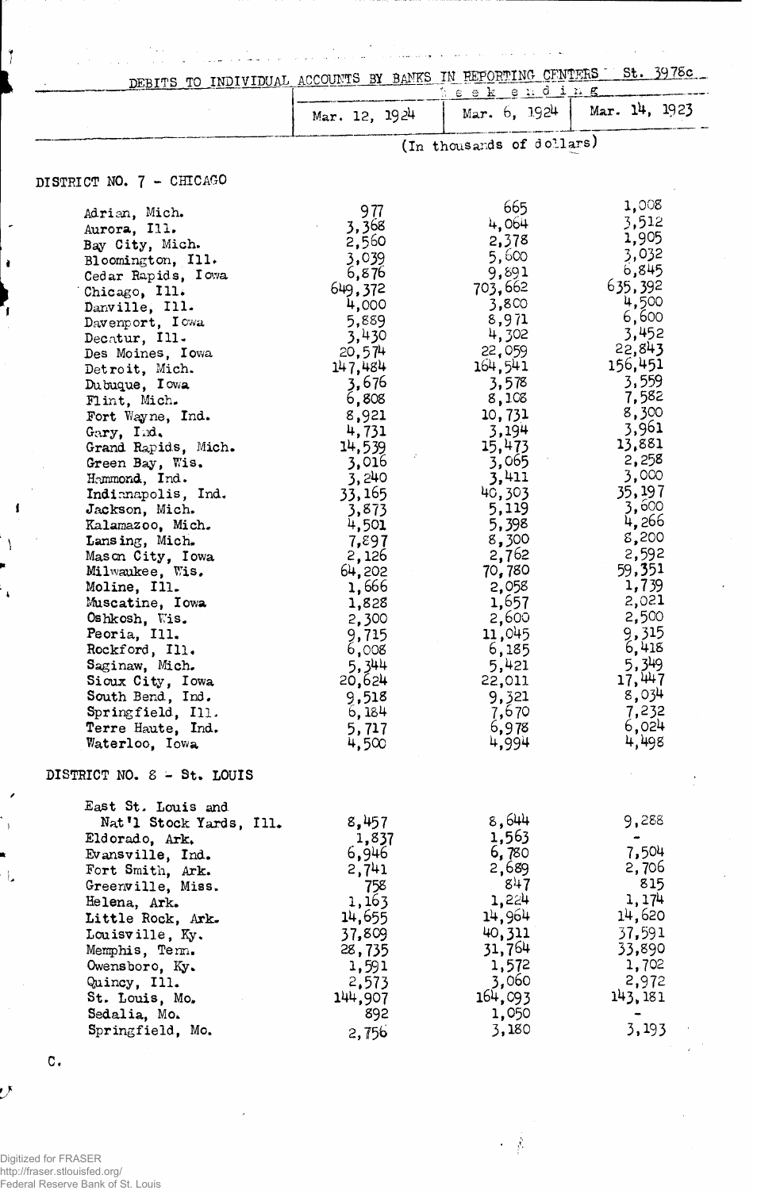DEBITS TO INDIVIDUAL ACCOUNTS BY BANKS IN REPORTING CENTERS St. 3978c

| | Week ending | | |
|---|---|---|---|
| | Mar. 12, 1924 | Mar. 6, 1924 | Mar. 14, 1923 |
| | (In thousands of dollars) | | |
| **DISTRICT NO. 7 - CHICAGO** | | | |
| Adrian, Mich. | 977 | 665 | 1,008 |
| Aurora, Ill. | 3,368 | 4,064 | 3,512 |
| Bay City, Mich. | 2,560 | 2,378 | 1,905 |
| Bloomington, Ill. | 3,039 | 5,600 | 3,032 |
| Cedar Rapids, Iowa | 6,876 | 9,891 | 6,845 |
| Chicago, Ill. | 649,372 | 703,662 | 635,392 |
| Danville, Ill. | 4,000 | 3,800 | 4,500 |
| Davenport, Iowa | 5,889 | 8,971 | 6,600 |
| Decatur, Ill. | 3,430 | 4,302 | 3,452 |
| Des Moines, Iowa | 20,574 | 22,059 | 22,843 |
| Detroit, Mich. | 147,484 | 164,541 | 156,451 |
| Dubuque, Iowa | 3,676 | 3,578 | 3,559 |
| Flint, Mich. | 6,808 | 8,108 | 7,582 |
| Fort Wayne, Ind. | 8,921 | 10,731 | 8,300 |
| Gary, Ind. | 4,731 | 3,194 | 3,961 |
| Grand Rapids, Mich. | 14,539 | 15,473 | 13,881 |
| Green Bay, Wis. | 3,016 | 3,065 | 2,258 |
| Hammond, Ind. | 3,240 | 3,411 | 3,000 |
| Indianapolis, Ind. | 33,165 | 40,303 | 35,197 |
| Jackson, Mich. | 3,873 | 5,119 | 3,600 |
| Kalamazoo, Mich. | 4,501 | 5,398 | 4,266 |
| Lansing, Mich. | 7,897 | 8,300 | 8,200 |
| Mason City, Iowa | 2,126 | 2,762 | 2,592 |
| Milwaukee, Wis. | 64,202 | 70,780 | 59,351 |
| Moline, Ill. | 1,666 | 2,058 | 1,739 |
| Muscatine, Iowa | 1,828 | 1,657 | 2,021 |
| Oshkosh, Wis. | 2,300 | 2,600 | 2,500 |
| Peoria, Ill. | 9,715 | 11,045 | 9,315 |
| Rockford, Ill. | 6,008 | 6,185 | 6,418 |
| Saginaw, Mich. | 5,344 | 5,421 | 5,349 |
| Sioux City, Iowa | 20,624 | 22,011 | 17,447 |
| South Bend, Ind. | 9,518 | 9,321 | 8,034 |
| Springfield, Ill. | 6,184 | 7,670 | 7,232 |
| Terre Haute, Ind. | 5,717 | 6,978 | 6,024 |
| Waterloo, Iowa | 4,500 | 4,994 | 4,498 |
| **DISTRICT NO. 8 - St. LOUIS** | | | |
| East St. Louis and Nat'l Stock Yards, Ill. | 8,457 | 8,644 | 9,288 |
| Eldorado, Ark. | 1,837 | 1,563 | - |
| Evansville, Ind. | 6,946 | 6,780 | 7,504 |
| Fort Smith, Ark. | 2,741 | 2,689 | 2,706 |
| Greenville, Miss. | 758 | 847 | 815 |
| Helena, Ark. | 1,163 | 1,224 | 1,174 |
| Little Rock, Ark. | 14,655 | 14,964 | 14,620 |
| Louisville, Ky. | 37,809 | 40,311 | 37,591 |
| Memphis, Tenn. | 28,735 | 31,764 | 33,890 |
| Owensboro, Ky. | 1,591 | 1,572 | 1,702 |
| Quincy, Ill. | 2,573 | 3,060 | 2,972 |
| St. Louis, Mo. | 144,907 | 164,093 | 143,181 |
| Sedalia, Mo. | 892 | 1,050 | - |
| Springfield, Mo. | 2,756 | 3,180 | 3,193 |

C.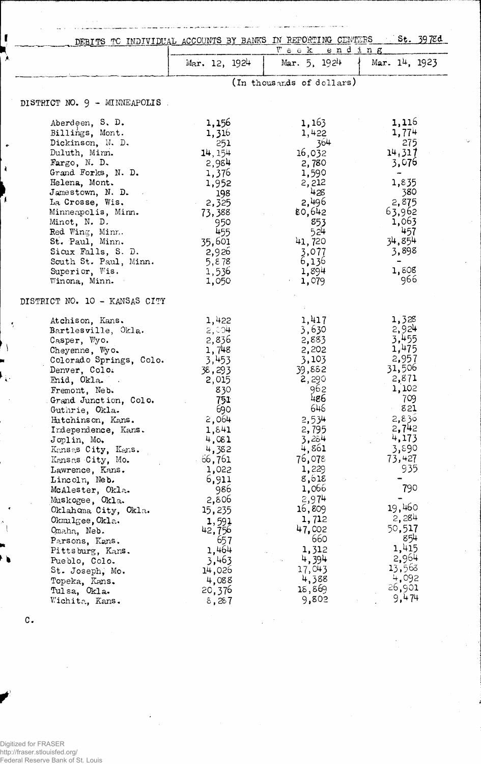DEBITS TO INDIVIDUAL ACCOUNTS BY BANKS IN REPORTING CENTERS St. 3978d

| | Week ending | | |
|---|---|---|---|
| | Mar. 12, 1924 | Mar. 5, 1924 | Mar. 14, 1923 |
| | (In thousands of dollars) | | |
| **DISTRICT NO. 9 - MINNEAPOLIS** | | | |
| Aberdeen, S. D. | 1,156 | 1,163 | 1,116 |
| Billings, Mont. | 1,316 | 1,422 | 1,774 |
| Dickinson, N. D. | 251 | 364 | 275 |
| Duluth, Minn. | 14,154 | 16,032 | 14,317 |
| Fargo, N. D. | 2,984 | 2,780 | 3,076 |
| Grand Forks, N. D. | 1,376 | 1,590 | - |
| Helena, Mont. | 1,952 | 2,212 | 1,835 |
| Jamestown, N. D. | 198 | 428 | 380 |
| La Crosse, Wis. | 2,325 | 2,496 | 2,875 |
| Minneapolis, Minn. | 73,388 | 80,642 | 63,962 |
| Minot, N. D. | 950 | 853 | 1,063 |
| Red Wing, Minn. | 455 | 524 | 457 |
| St. Paul, Minn. | 35,601 | 41,720 | 34,854 |
| Sioux Falls, S. D. | 2,926 | 3,077 | 3,898 |
| South St. Paul, Minn. | 5,878 | 6,136 | - |
| Superior, Wis. | 1,536 | 1,894 | 1,808 |
| Winona, Minn. | 1,050 | 1,079 | 966 |
| **DISTRICT NO. 10 - KANSAS CITY** | | | |
| Atchison, Kans. | 1,422 | 1,417 | 1,328 |
| Bartlesville, Okla. | 2,004 | 3,630 | 2,924 |
| Casper, Wyo. | 2,836 | 2,883 | 3,455 |
| Cheyenne, Wyo. | 1,748 | 2,202 | 1,475 |
| Colorado Springs, Colo. | 3,453 | 3,103 | 2,957 |
| Denver, Colo. | 38,293 | 39,882 | 31,506 |
| Enid, Okla. | 2,015 | 2,290 | 2,871 |
| Fremont, Neb. | 830 | 962 | 1,102 |
| Grand Junction, Colo. | 751 | 486 | 709 |
| Guthrie, Okla. | 690 | 646 | 821 |
| Hutchinson, Kans. | 2,064 | 2,534 | 2,836 |
| Independence, Kans. | 1,841 | 2,795 | 2,742 |
| Joplin, Mo. | 4,081 | 3,264 | 4,173 |
| Kansas City, Kans. | 4,382 | 4,861 | 3,890 |
| Kansas City, Mo. | 66,761 | 76,078 | 73,427 |
| Lawrence, Kans. | 1,022 | 1,229 | 935 |
| Lincoln, Neb. | 6,911 | 8,618 | - |
| McAlester, Okla. | 986 | 1,066 | 790 |
| Muskogee, Okla. | 2,806 | 2,974 | - |
| Oklahoma City, Okla. | 15,235 | 16,809 | 19,460 |
| Okmulgee, Okla. | 1,591 | 1,712 | 2,284 |
| Omaha, Neb. | 42,756 | 47,002 | 50,517 |
| Parsons, Kans. | 657 | 660 | 854 |
| Pittsburg, Kans. | 1,464 | 1,312 | 1,415 |
| Pueblo, Colo. | 3,463 | 4,394 | 2,964 |
| St. Joseph, Mo. | 14,026 | 17,043 | 13,568 |
| Topeka, Kans. | 4,088 | 4,388 | 4,092 |
| Tulsa, Okla. | 20,376 | 18,869 | 26,901 |
| Wichita, Kans. | 8,287 | 9,802 | 9,474 |

C.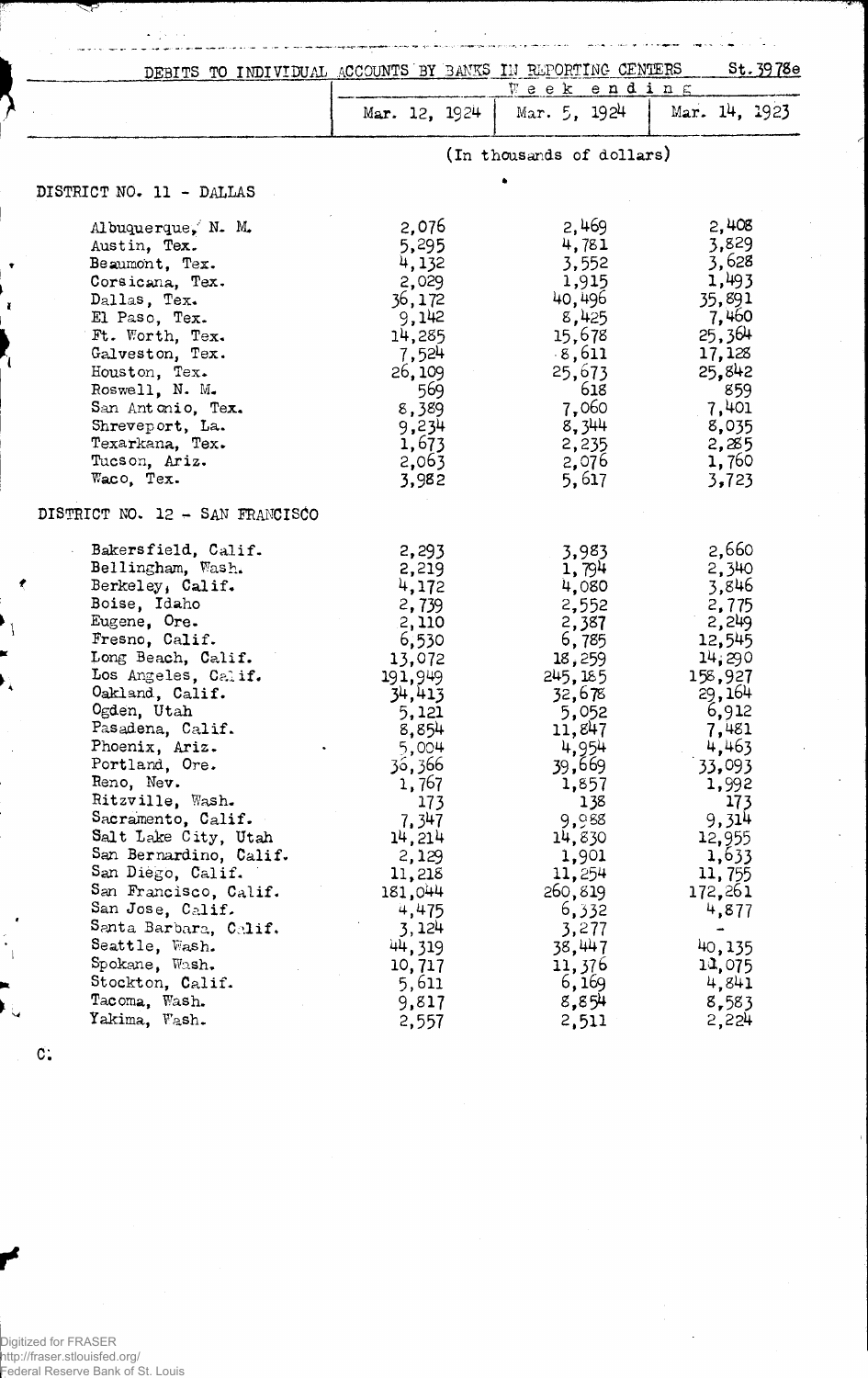DEBITS TO INDIVIDUAL ACCOUNTS BY BANKS IN REPORTING CENTERS St. 3978e

| | Week ending | | |
|---|---|---|---|
| | Mar. 12, 1924 | Mar. 5, 1924 | Mar. 14, 1923 |
| | (In thousands of dollars) | | |
| **DISTRICT NO. 11 - DALLAS** | | | |
| Albuquerque, N. M. | 2,076 | 2,469 | 2,408 |
| Austin, Tex. | 5,295 | 4,781 | 3,829 |
| Beaumont, Tex. | 4,132 | 3,552 | 3,628 |
| Corsicana, Tex. | 2,029 | 1,915 | 1,493 |
| Dallas, Tex. | 36,172 | 40,496 | 35,891 |
| El Paso, Tex. | 9,142 | 8,425 | 7,460 |
| Ft. Worth, Tex. | 14,285 | 15,678 | 25,364 |
| Galveston, Tex. | 7,524 | 8,611 | 17,128 |
| Houston, Tex. | 26,109 | 25,673 | 25,842 |
| Roswell, N. M. | 569 | 618 | 859 |
| San Antonio, Tex. | 8,389 | 7,060 | 7,401 |
| Shreveport, La. | 9,234 | 8,344 | 8,035 |
| Texarkana, Tex. | 1,673 | 2,235 | 2,285 |
| Tucson, Ariz. | 2,063 | 2,076 | 1,760 |
| Waco, Tex. | 3,982 | 5,617 | 3,723 |
| **DISTRICT NO. 12 - SAN FRANCISCO** | | | |
| Bakersfield, Calif. | 2,293 | 3,983 | 2,660 |
| Bellingham, Wash. | 2,219 | 1,794 | 2,340 |
| Berkeley, Calif. | 4,172 | 4,080 | 3,846 |
| Boise, Idaho | 2,739 | 2,552 | 2,775 |
| Eugene, Ore. | 2,110 | 2,387 | 2,249 |
| Fresno, Calif. | 6,530 | 6,785 | 12,545 |
| Long Beach, Calif. | 13,072 | 18,259 | 14,290 |
| Los Angeles, Calif. | 191,949 | 245,185 | 158,927 |
| Oakland, Calif. | 34,413 | 32,678 | 29,164 |
| Ogden, Utah | 5,121 | 5,052 | 6,912 |
| Pasadena, Calif. | 8,854 | 11,847 | 7,481 |
| Phoenix, Ariz. | 5,004 | 4,954 | 4,463 |
| Portland, Ore. | 36,366 | 39,669 | 33,093 |
| Reno, Nev. | 1,767 | 1,857 | 1,992 |
| Ritzville, Wash. | 173 | 138 | 173 |
| Sacramento, Calif. | 7,347 | 9,988 | 9,314 |
| Salt Lake City, Utah | 14,214 | 14,830 | 12,955 |
| San Bernardino, Calif. | 2,129 | 1,901 | 1,633 |
| San Diego, Calif. | 11,218 | 11,254 | 11,755 |
| San Francisco, Calif. | 181,044 | 260,819 | 172,261 |
| San Jose, Calif. | 4,475 | 6,332 | 4,877 |
| Santa Barbara, Calif. | 3,124 | 3,277 | - |
| Seattle, Wash. | 44,319 | 38,447 | 40,135 |
| Spokane, Wash. | 10,717 | 11,376 | 11,075 |
| Stockton, Calif. | 5,611 | 6,169 | 4,841 |
| Tacoma, Wash. | 9,817 | 8,854 | 8,583 |
| Yakima, Wash. | 2,557 | 2,511 | 2,224 |

C.